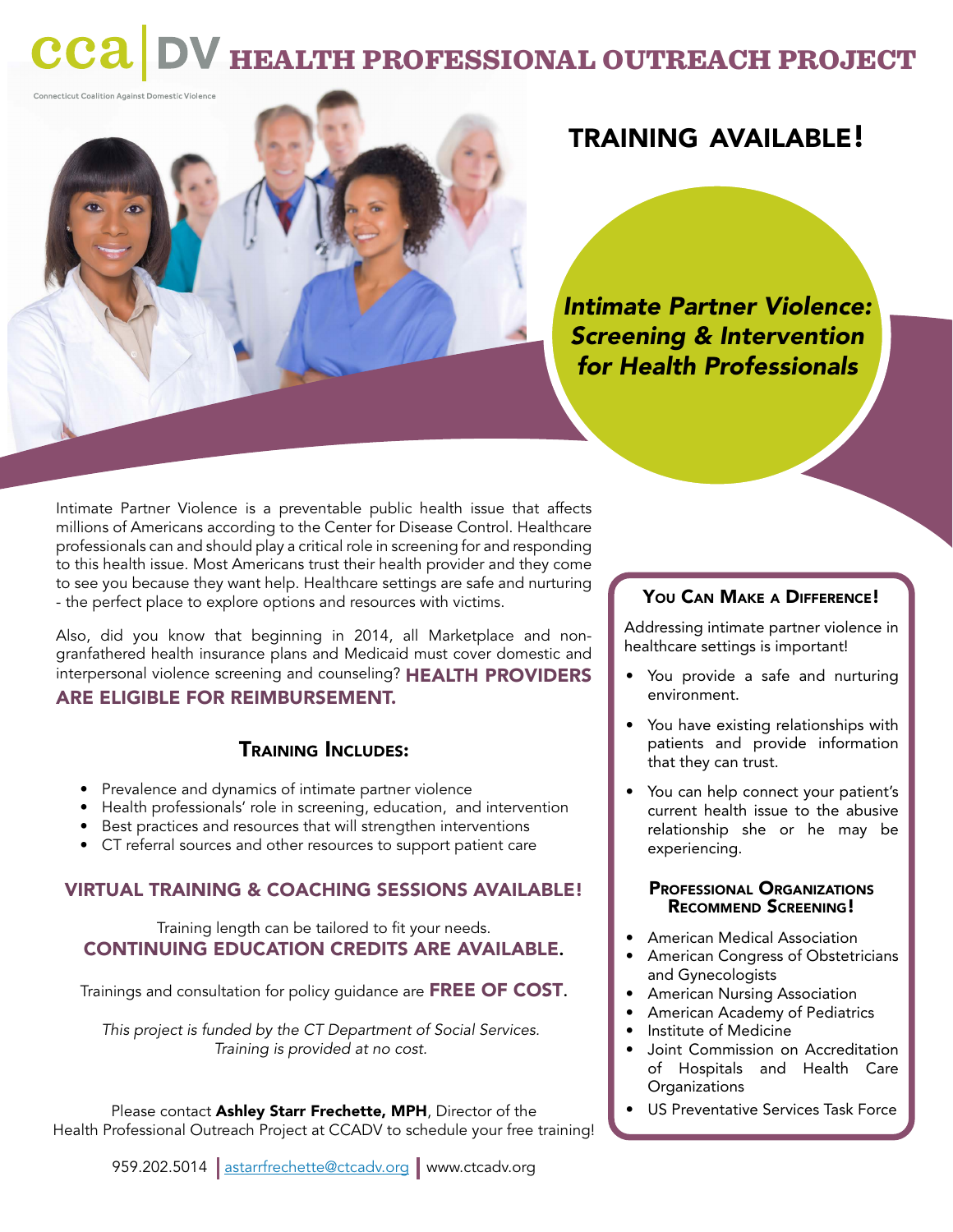# CCADV HEALTH PROFESSIONAL OUTREACH PROJECT

Connecticut Coalition Against Domestic Violence

## TRAINING AVAILABLE!

***Intimate Partner Violence: Screening & Intervention for Health Professionals***

Intimate Partner Violence is a preventable public health issue that affects millions of Americans according to the Center for Disease Control. Healthcare professionals can and should play a critical role in screening for and responding to this health issue. Most Americans trust their health provider and they come to see you because they want help. Healthcare settings are safe and nurturing - the perfect place to explore options and resources with victims.

Also, did you know that beginning in 2014, all Marketplace and non-granfathered health insurance plans and Medicaid must cover domestic and interpersonal violence screening and counseling? **HEALTH PROVIDERS ARE ELIGIBLE FOR REIMBURSEMENT.**

### Training Includes:

- Prevalence and dynamics of intimate partner violence
- Health professionals' role in screening, education, and intervention
- Best practices and resources that will strengthen interventions
- CT referral sources and other resources to support patient care

### VIRTUAL TRAINING & COACHING SESSIONS AVAILABLE!

Training length can be tailored to fit your needs.
**CONTINUING EDUCATION CREDITS ARE AVAILABLE.**

Trainings and consultation for policy guidance are **FREE OF COST.**

*This project is funded by the CT Department of Social Services. Training is provided at no cost.*

Please contact **Ashley Starr Frechette, MPH**, Director of the Health Professional Outreach Project at CCADV to schedule your free training!

959.202.5014 | astarrfrechette@ctcadv.org | www.ctcadv.org

### You Can Make a Difference!

Addressing intimate partner violence in healthcare settings is important!

- You provide a safe and nurturing environment.
- You have existing relationships with patients and provide information that they can trust.
- You can help connect your patient's current health issue to the abusive relationship she or he may be experiencing.

### Professional Organizations Recommend Screening!

- American Medical Association
- American Congress of Obstetricians and Gynecologists
- American Nursing Association
- American Academy of Pediatrics
- Institute of Medicine
- Joint Commission on Accreditation of Hospitals and Health Care Organizations
- US Preventative Services Task Force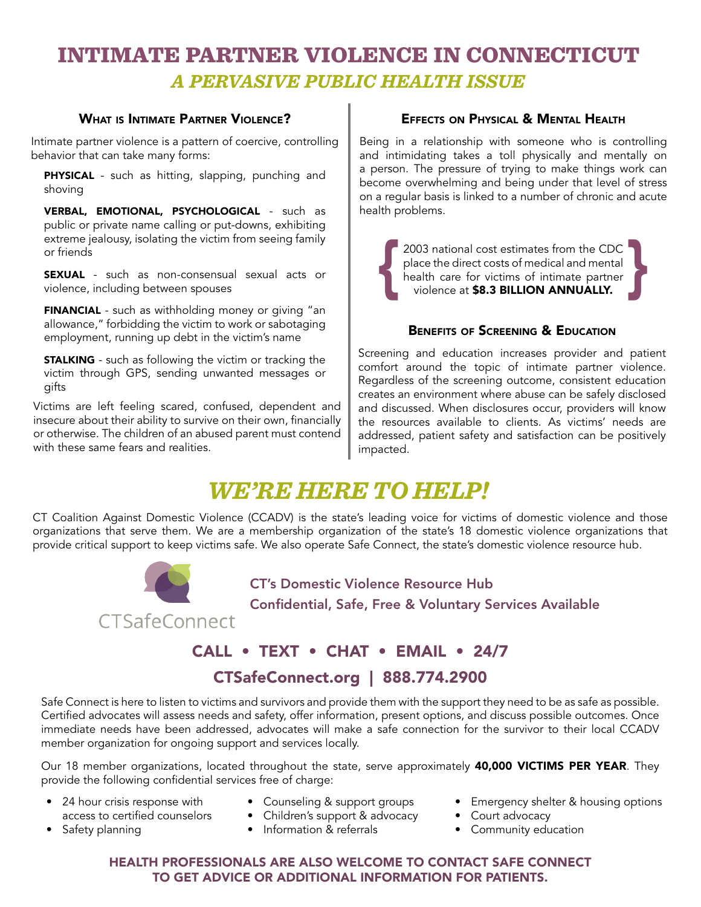# INTIMATE PARTNER VIOLENCE IN CONNECTICUT

## *A PERVASIVE PUBLIC HEALTH ISSUE*

### What is Intimate Partner Violence?

Intimate partner violence is a pattern of coercive, controlling behavior that can take many forms:

**PHYSICAL** - such as hitting, slapping, punching and shoving

**VERBAL, EMOTIONAL, PSYCHOLOGICAL** - such as public or private name calling or put-downs, exhibiting extreme jealousy, isolating the victim from seeing family or friends

**SEXUAL** - such as non-consensual sexual acts or violence, including between spouses

**FINANCIAL** - such as withholding money or giving "an allowance," forbidding the victim to work or sabotaging employment, running up debt in the victim's name

**STALKING** - such as following the victim or tracking the victim through GPS, sending unwanted messages or gifts

Victims are left feeling scared, confused, dependent and insecure about their ability to survive on their own, financially or otherwise. The children of an abused parent must contend with these same fears and realities.

### Effects on Physical & Mental Health

Being in a relationship with someone who is controlling and intimidating takes a toll physically and mentally on a person. The pressure of trying to make things work can become overwhelming and being under that level of stress on a regular basis is linked to a number of chronic and acute health problems.

2003 national cost estimates from the CDC place the direct costs of medical and mental health care for victims of intimate partner violence at **$8.3 BILLION ANNUALLY.**

### Benefits of Screening & Education

Screening and education increases provider and patient comfort around the topic of intimate partner violence. Regardless of the screening outcome, consistent education creates an environment where abuse can be safely disclosed and discussed. When disclosures occur, providers will know the resources available to clients. As victims' needs are addressed, patient safety and satisfaction can be positively impacted.

## *WE'RE HERE TO HELP!*

CT Coalition Against Domestic Violence (CCADV) is the state's leading voice for victims of domestic violence and those organizations that serve them. We are a membership organization of the state's 18 domestic violence organizations that provide critical support to keep victims safe. We also operate Safe Connect, the state's domestic violence resource hub.

CTSafeConnect

**CT's Domestic Violence Resource Hub**

**Confidential, Safe, Free & Voluntary Services Available**

**CALL • TEXT • CHAT • EMAIL • 24/7**

**CTSafeConnect.org | 888.774.2900**

Safe Connect is here to listen to victims and survivors and provide them with the support they need to be as safe as possible. Certified advocates will assess needs and safety, offer information, present options, and discuss possible outcomes. Once immediate needs have been addressed, advocates will make a safe connection for the survivor to their local CCADV member organization for ongoing support and services locally.

Our 18 member organizations, located throughout the state, serve approximately **40,000 VICTIMS PER YEAR**. They provide the following confidential services free of charge:

- 24 hour crisis response with access to certified counselors
- Safety planning
- Counseling & support groups
- Children's support & advocacy
- Information & referrals
- Emergency shelter & housing options
- Court advocacy
- Community education

**HEALTH PROFESSIONALS ARE ALSO WELCOME TO CONTACT SAFE CONNECT TO GET ADVICE OR ADDITIONAL INFORMATION FOR PATIENTS.**